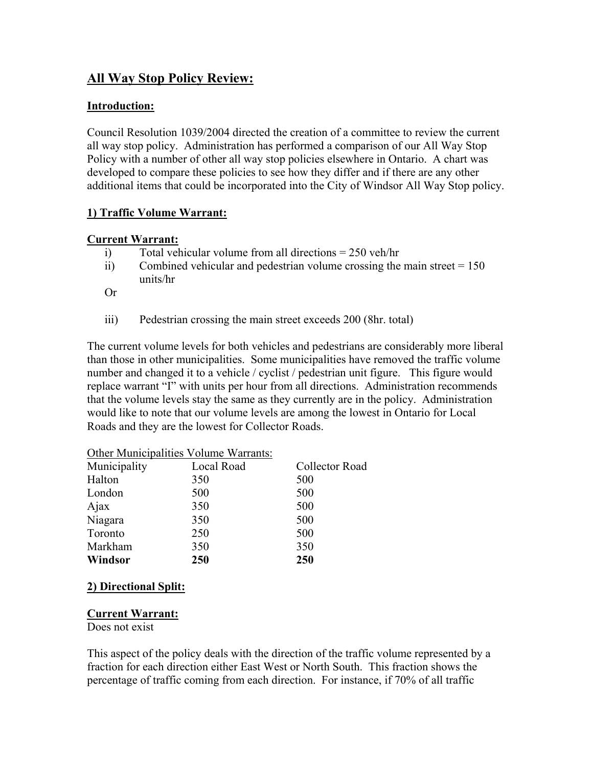## All Way Stop Policy Review:

### Introduction:

Council Resolution 1039/2004 directed the creation of a committee to review the current all way stop policy. Administration has performed a comparison of our All Way Stop Policy with a number of other all way stop policies elsewhere in Ontario. A chart was developed to compare these policies to see how they differ and if there are any other additional items that could be incorporated into the City of Windsor All Way Stop policy.

### 1) Traffic Volume Warrant:

**Current Warrant:**

i) Total vehicular volume from all directions = 250 veh/hr

ii) Combined vehicular and pedestrian volume crossing the main street = 150 units/hr

Or

iii) Pedestrian crossing the main street exceeds 200 (8hr. total)

The current volume levels for both vehicles and pedestrians are considerably more liberal than those in other municipalities. Some municipalities have removed the traffic volume number and changed it to a vehicle / cyclist / pedestrian unit figure. This figure would replace warrant "I" with units per hour from all directions. Administration recommends that the volume levels stay the same as they currently are in the policy. Administration would like to note that our volume levels are among the lowest in Ontario for Local Roads and they are the lowest for Collector Roads.

Other Municipalities Volume Warrants:

| Municipality | Local Road | Collector Road |
|---|---|---|
| Halton | 350 | 500 |
| London | 500 | 500 |
| Ajax | 350 | 500 |
| Niagara | 350 | 500 |
| Toronto | 250 | 500 |
| Markham | 350 | 350 |
| **Windsor** | **250** | **250** |

### 2) Directional Split:

**Current Warrant:**
Does not exist

This aspect of the policy deals with the direction of the traffic volume represented by a fraction for each direction either East West or North South. This fraction shows the percentage of traffic coming from each direction. For instance, if 70% of all traffic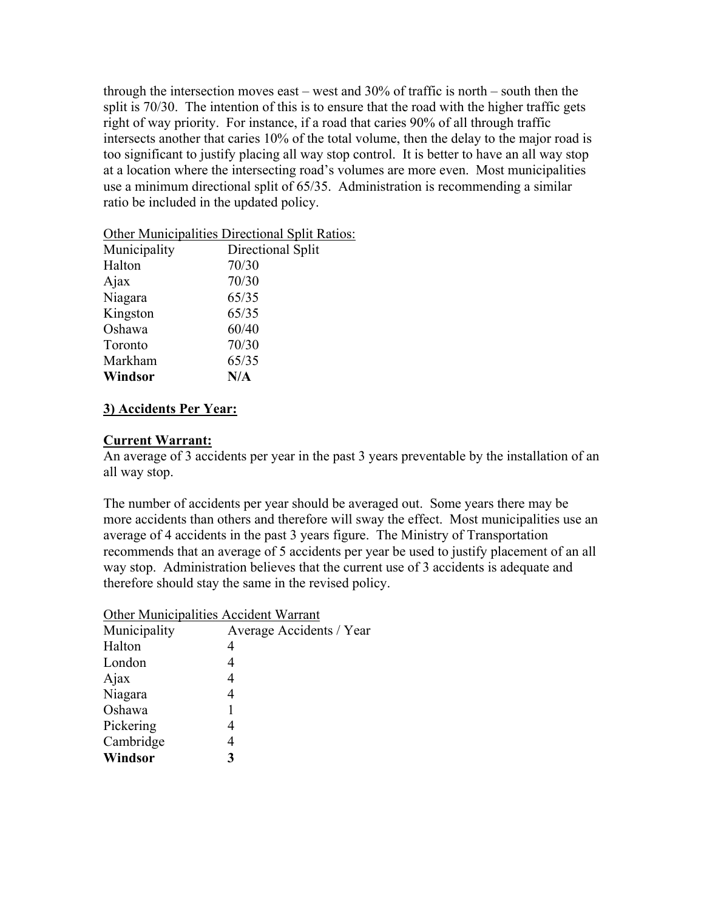through the intersection moves east – west and 30% of traffic is north – south then the split is 70/30. The intention of this is to ensure that the road with the higher traffic gets right of way priority. For instance, if a road that caries 90% of all through traffic intersects another that caries 10% of the total volume, then the delay to the major road is too significant to justify placing all way stop control. It is better to have an all way stop at a location where the intersecting road's volumes are more even. Most municipalities use a minimum directional split of 65/35. Administration is recommending a similar ratio be included in the updated policy.

<u>Other Municipalities Directional Split Ratios:</u>

| Municipality | Directional Split |
|---|---|
| Halton | 70/30 |
| Ajax | 70/30 |
| Niagara | 65/35 |
| Kingston | 65/35 |
| Oshawa | 60/40 |
| Toronto | 70/30 |
| Markham | 65/35 |
| **Windsor** | **N/A** |

### <u>3) Accidents Per Year:</u>

**<u>Current Warrant:</u>**
An average of 3 accidents per year in the past 3 years preventable by the installation of an all way stop.

The number of accidents per year should be averaged out. Some years there may be more accidents than others and therefore will sway the effect. Most municipalities use an average of 4 accidents in the past 3 years figure. The Ministry of Transportation recommends that an average of 5 accidents per year be used to justify placement of an all way stop. Administration believes that the current use of 3 accidents is adequate and therefore should stay the same in the revised policy.

<u>Other Municipalities Accident Warrant</u>

| Municipality | Average Accidents / Year |
|---|---|
| Halton | 4 |
| London | 4 |
| Ajax | 4 |
| Niagara | 4 |
| Oshawa | 1 |
| Pickering | 4 |
| Cambridge | 4 |
| **Windsor** | **3** |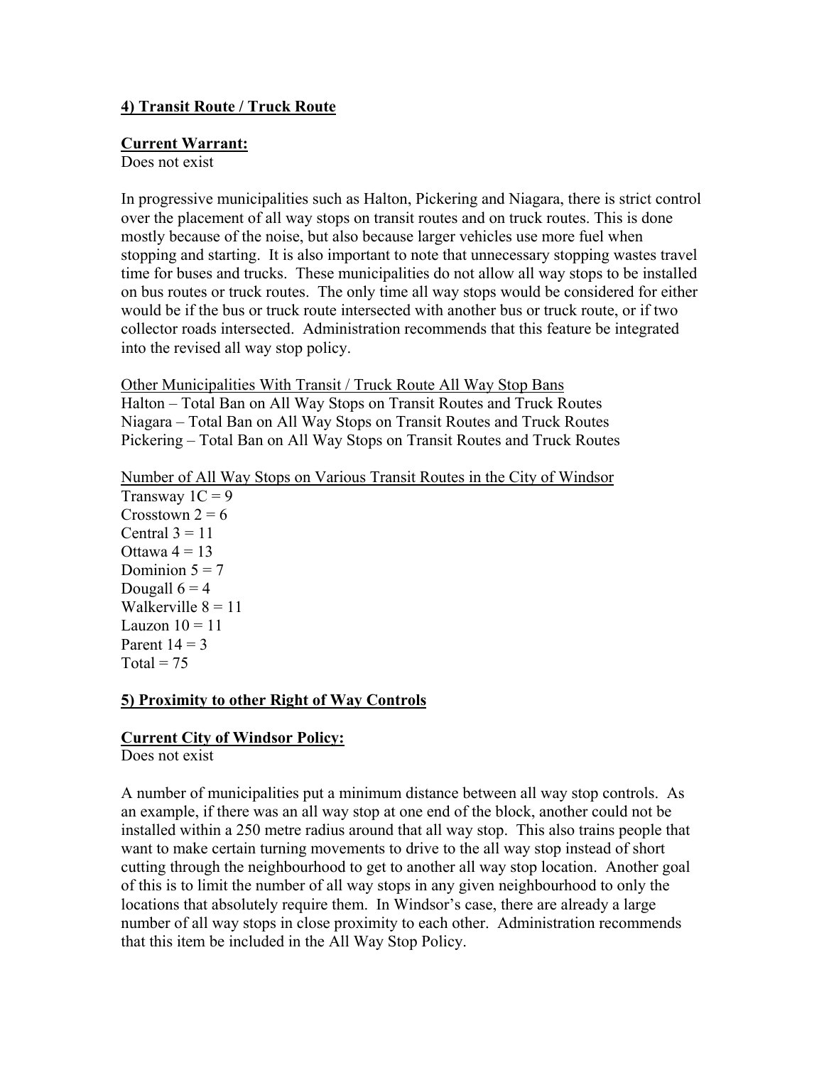**4) Transit Route / Truck Route**

**Current Warrant:**
Does not exist

In progressive municipalities such as Halton, Pickering and Niagara, there is strict control over the placement of all way stops on transit routes and on truck routes. This is done mostly because of the noise, but also because larger vehicles use more fuel when stopping and starting. It is also important to note that unnecessary stopping wastes travel time for buses and trucks. These municipalities do not allow all way stops to be installed on bus routes or truck routes. The only time all way stops would be considered for either would be if the bus or truck route intersected with another bus or truck route, or if two collector roads intersected. Administration recommends that this feature be integrated into the revised all way stop policy.

Other Municipalities With Transit / Truck Route All Way Stop Bans
Halton – Total Ban on All Way Stops on Transit Routes and Truck Routes
Niagara – Total Ban on All Way Stops on Transit Routes and Truck Routes
Pickering – Total Ban on All Way Stops on Transit Routes and Truck Routes

Number of All Way Stops on Various Transit Routes in the City of Windsor
Transway 1C = 9
Crosstown 2 = 6
Central 3 = 11
Ottawa 4 = 13
Dominion 5 = 7
Dougall 6 = 4
Walkerville 8 = 11
Lauzon 10 = 11
Parent 14 = 3
Total = 75

**5) Proximity to other Right of Way Controls**

**Current City of Windsor Policy:**
Does not exist

A number of municipalities put a minimum distance between all way stop controls. As an example, if there was an all way stop at one end of the block, another could not be installed within a 250 metre radius around that all way stop. This also trains people that want to make certain turning movements to drive to the all way stop instead of short cutting through the neighbourhood to get to another all way stop location. Another goal of this is to limit the number of all way stops in any given neighbourhood to only the locations that absolutely require them. In Windsor's case, there are already a large number of all way stops in close proximity to each other. Administration recommends that this item be included in the All Way Stop Policy.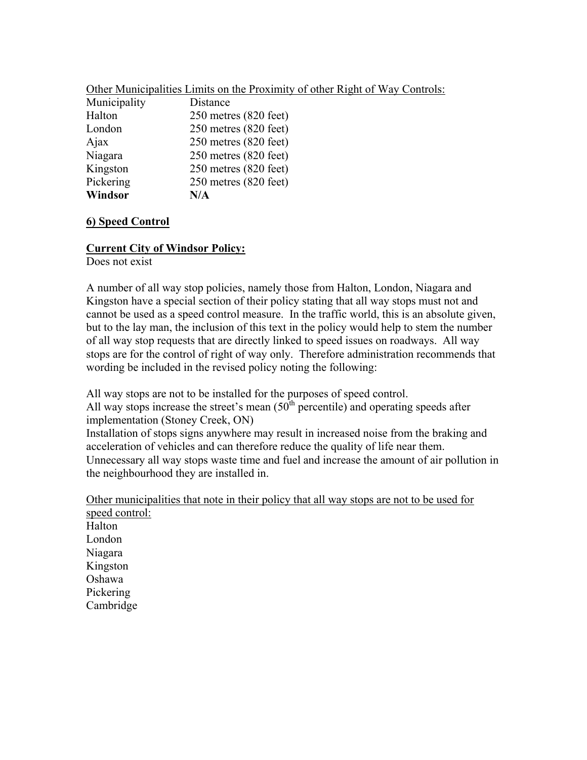Other Municipalities Limits on the Proximity of other Right of Way Controls:

| Municipality | Distance |
| --- | --- |
| Halton | 250 metres (820 feet) |
| London | 250 metres (820 feet) |
| Ajax | 250 metres (820 feet) |
| Niagara | 250 metres (820 feet) |
| Kingston | 250 metres (820 feet) |
| Pickering | 250 metres (820 feet) |
| **Windsor** | **N/A** |

**6) Speed Control**

**Current City of Windsor Policy:**
Does not exist

A number of all way stop policies, namely those from Halton, London, Niagara and Kingston have a special section of their policy stating that all way stops must not and cannot be used as a speed control measure. In the traffic world, this is an absolute given, but to the lay man, the inclusion of this text in the policy would help to stem the number of all way stop requests that are directly linked to speed issues on roadways. All way stops are for the control of right of way only. Therefore administration recommends that wording be included in the revised policy noting the following:

All way stops are not to be installed for the purposes of speed control.
All way stops increase the street's mean (50th percentile) and operating speeds after implementation (Stoney Creek, ON)
Installation of stops signs anywhere may result in increased noise from the braking and acceleration of vehicles and can therefore reduce the quality of life near them.
Unnecessary all way stops waste time and fuel and increase the amount of air pollution in the neighbourhood they are installed in.

Other municipalities that note in their policy that all way stops are not to be used for speed control:
Halton
London
Niagara
Kingston
Oshawa
Pickering
Cambridge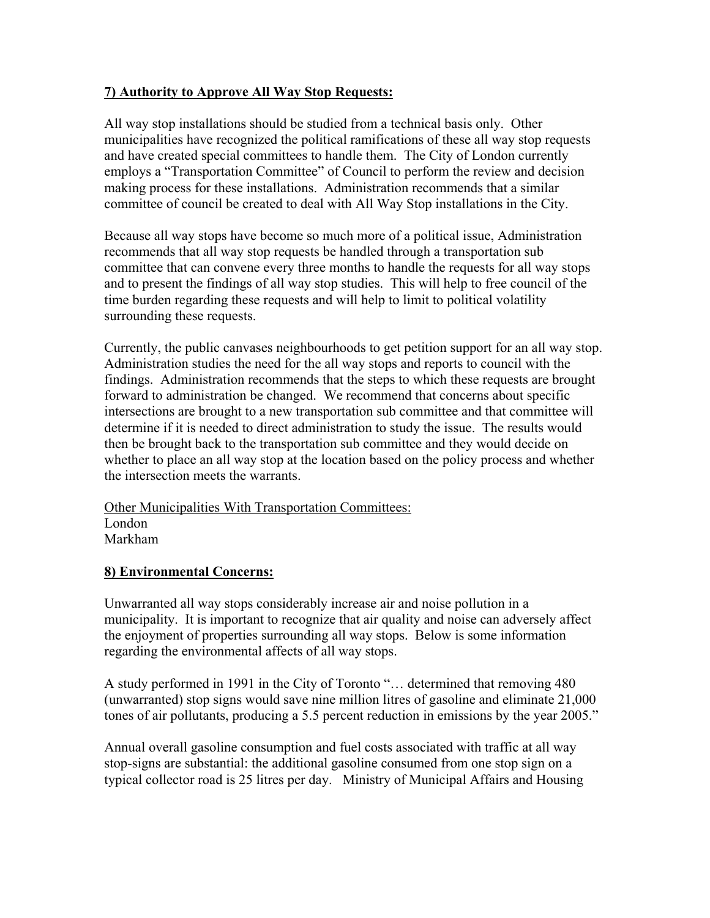**7) Authority to Approve All Way Stop Requests:**

All way stop installations should be studied from a technical basis only. Other municipalities have recognized the political ramifications of these all way stop requests and have created special committees to handle them. The City of London currently employs a "Transportation Committee" of Council to perform the review and decision making process for these installations. Administration recommends that a similar committee of council be created to deal with All Way Stop installations in the City.

Because all way stops have become so much more of a political issue, Administration recommends that all way stop requests be handled through a transportation sub committee that can convene every three months to handle the requests for all way stops and to present the findings of all way stop studies. This will help to free council of the time burden regarding these requests and will help to limit to political volatility surrounding these requests.

Currently, the public canvases neighbourhoods to get petition support for an all way stop. Administration studies the need for the all way stops and reports to council with the findings. Administration recommends that the steps to which these requests are brought forward to administration be changed. We recommend that concerns about specific intersections are brought to a new transportation sub committee and that committee will determine if it is needed to direct administration to study the issue. The results would then be brought back to the transportation sub committee and they would decide on whether to place an all way stop at the location based on the policy process and whether the intersection meets the warrants.

<u>Other Municipalities With Transportation Committees:</u>
London
Markham

**8) Environmental Concerns:**

Unwarranted all way stops considerably increase air and noise pollution in a municipality. It is important to recognize that air quality and noise can adversely affect the enjoyment of properties surrounding all way stops. Below is some information regarding the environmental affects of all way stops.

A study performed in 1991 in the City of Toronto "… determined that removing 480 (unwarranted) stop signs would save nine million litres of gasoline and eliminate 21,000 tones of air pollutants, producing a 5.5 percent reduction in emissions by the year 2005."

Annual overall gasoline consumption and fuel costs associated with traffic at all way stop-signs are substantial: the additional gasoline consumed from one stop sign on a typical collector road is 25 litres per day. Ministry of Municipal Affairs and Housing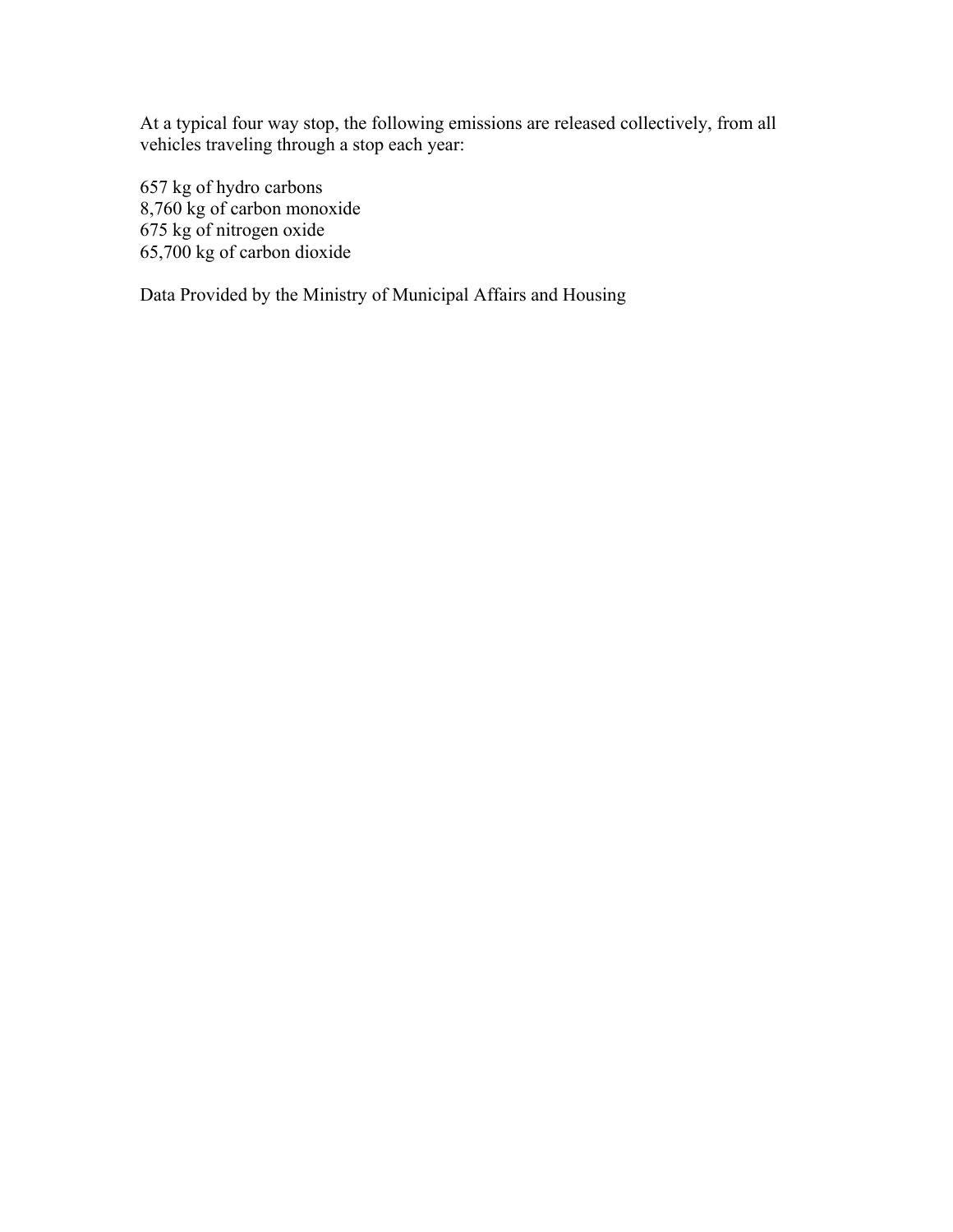At a typical four way stop, the following emissions are released collectively, from all vehicles traveling through a stop each year:

657 kg of hydro carbons
8,760 kg of carbon monoxide
675 kg of nitrogen oxide
65,700 kg of carbon dioxide

Data Provided by the Ministry of Municipal Affairs and Housing